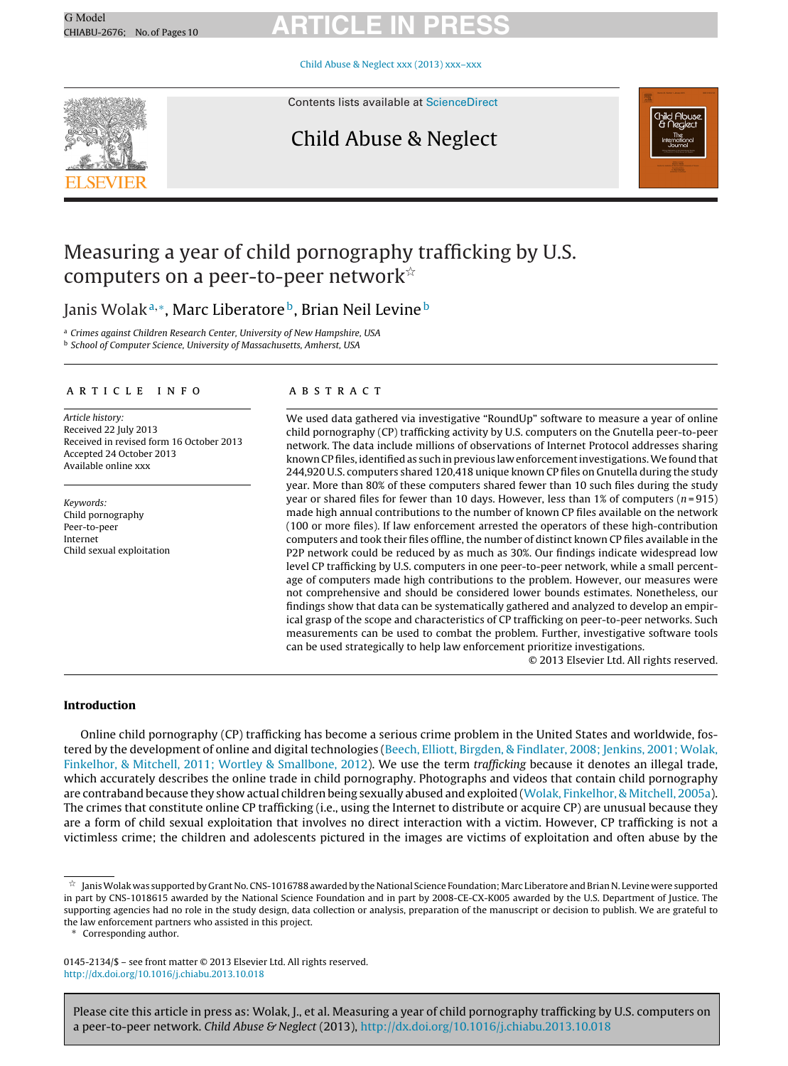# Measuring a year of child pornography trafficking by U.S. computers on a peer-to-peer network☆

Janis Wolak[a,*], Marc Liberatore[b], Brian Neil Levine[b]

[a] Crimes against Children Research Center, University of New Hampshire, USA
[b] School of Computer Science, University of Massachusetts, Amherst, USA

## ARTICLE INFO

*Article history:*
Received 22 July 2013
Received in revised form 16 October 2013
Accepted 24 October 2013
Available online xxx

*Keywords:*
Child pornography
Peer-to-peer
Internet
Child sexual exploitation

## ABSTRACT

We used data gathered via investigative "RoundUp" software to measure a year of online child pornography (CP) trafficking activity by U.S. computers on the Gnutella peer-to-peer network. The data include millions of observations of Internet Protocol addresses sharing known CP files, identified as such in previous law enforcement investigations. We found that 244,920 U.S. computers shared 120,418 unique known CP files on Gnutella during the study year. More than 80% of these computers shared fewer than 10 such files during the study year or shared files for fewer than 10 days. However, less than 1% of computers ($n = 915$) made high annual contributions to the number of known CP files available on the network (100 or more files). If law enforcement arrested the operators of these high-contribution computers and took their files offline, the number of distinct known CP files available in the P2P network could be reduced by as much as 30%. Our findings indicate widespread low level CP trafficking by U.S. computers in one peer-to-peer network, while a small percentage of computers made high contributions to the problem. However, our measures were not comprehensive and should be considered lower bounds estimates. Nonetheless, our findings show that data can be systematically gathered and analyzed to develop an empirical grasp of the scope and characteristics of CP trafficking on peer-to-peer networks. Such measurements can be used to combat the problem. Further, investigative software tools can be used strategically to help law enforcement prioritize investigations.

© 2013 Elsevier Ltd. All rights reserved.

## Introduction

Online child pornography (CP) trafficking has become a serious crime problem in the United States and worldwide, fostered by the development of online and digital technologies (Beech, Elliott, Birgden, & Findlater, 2008; Jenkins, 2001; Wolak, Finkelhor, & Mitchell, 2011; Wortley & Smallbone, 2012). We use the term *trafficking* because it denotes an illegal trade, which accurately describes the online trade in child pornography. Photographs and videos that contain child pornography are contraband because they show actual children being sexually abused and exploited (Wolak, Finkelhor, & Mitchell, 2005a). The crimes that constitute online CP trafficking (i.e., using the Internet to distribute or acquire CP) are unusual because they are a form of child sexual exploitation that involves no direct interaction with a victim. However, CP trafficking is not a victimless crime; the children and adolescents pictured in the images are victims of exploitation and often abuse by the

---

☆ Janis Wolak was supported by Grant No. CNS-1016788 awarded by the National Science Foundation; Marc Liberatore and Brian N. Levine were supported in part by CNS-1018615 awarded by the National Science Foundation and in part by 2008-CE-CX-K005 awarded by the U.S. Department of Justice. The supporting agencies had no role in the study design, data collection or analysis, preparation of the manuscript or decision to publish. We are grateful to the law enforcement partners who assisted in this project.

\* Corresponding author.

0145-2134/$ – see front matter © 2013 Elsevier Ltd. All rights reserved.
http://dx.doi.org/10.1016/j.chiabu.2013.10.018

Please cite this article in press as: Wolak, J., et al. Measuring a year of child pornography trafficking by U.S. computers on a peer-to-peer network. *Child Abuse & Neglect* (2013), http://dx.doi.org/10.1016/j.chiabu.2013.10.018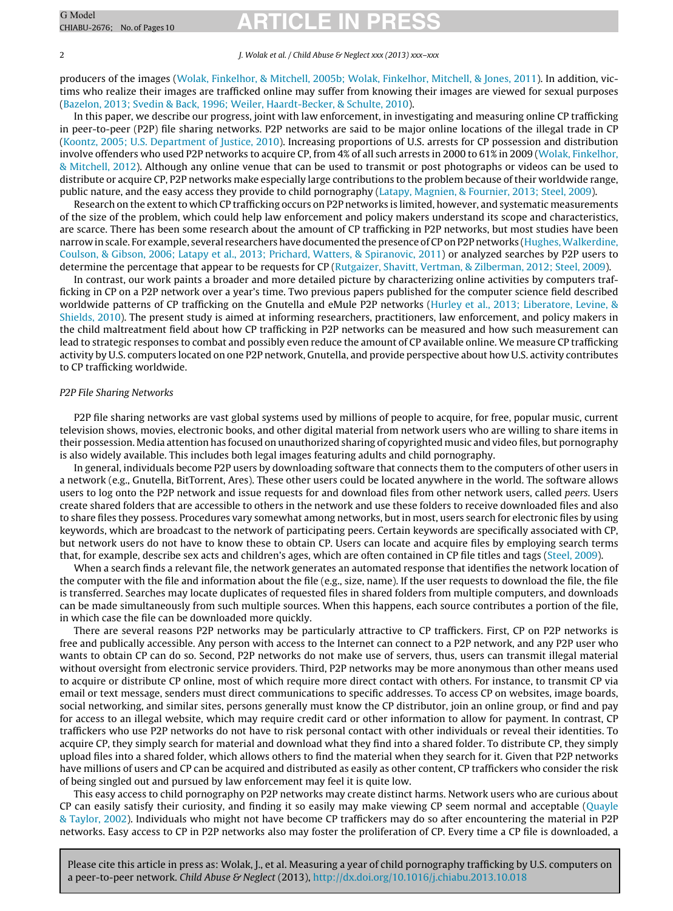producers of the images (Wolak, Finkelhor, & Mitchell, 2005b; Wolak, Finkelhor, Mitchell, & Jones, 2011). In addition, victims who realize their images are trafficked online may suffer from knowing their images are viewed for sexual purposes (Bazelon, 2013; Svedin & Back, 1996; Weiler, Haardt-Becker, & Schulte, 2010).

In this paper, we describe our progress, joint with law enforcement, in investigating and measuring online CP trafficking in peer-to-peer (P2P) file sharing networks. P2P networks are said to be major online locations of the illegal trade in CP (Koontz, 2005; U.S. Department of Justice, 2010). Increasing proportions of U.S. arrests for CP possession and distribution involve offenders who used P2P networks to acquire CP, from 4% of all such arrests in 2000 to 61% in 2009 (Wolak, Finkelhor, & Mitchell, 2012). Although any online venue that can be used to transmit or post photographs or videos can be used to distribute or acquire CP, P2P networks make especially large contributions to the problem because of their worldwide range, public nature, and the easy access they provide to child pornography (Latapy, Magnien, & Fournier, 2013; Steel, 2009).

Research on the extent to which CP trafficking occurs on P2P networks is limited, however, and systematic measurements of the size of the problem, which could help law enforcement and policy makers understand its scope and characteristics, are scarce. There has been some research about the amount of CP trafficking in P2P networks, but most studies have been narrow in scale. For example, several researchers have documented the presence of CP on P2P networks (Hughes, Walkerdine, Coulson, & Gibson, 2006; Latapy et al., 2013; Prichard, Watters, & Spiranovic, 2011) or analyzed searches by P2P users to determine the percentage that appear to be requests for CP (Rutgaizer, Shavitt, Vertman, & Zilberman, 2012; Steel, 2009).

In contrast, our work paints a broader and more detailed picture by characterizing online activities by computers trafficking in CP on a P2P network over a year's time. Two previous papers published for the computer science field described worldwide patterns of CP trafficking on the Gnutella and eMule P2P networks (Hurley et al., 2013; Liberatore, Levine, & Shields, 2010). The present study is aimed at informing researchers, practitioners, law enforcement, and policy makers in the child maltreatment field about how CP trafficking in P2P networks can be measured and how such measurement can lead to strategic responses to combat and possibly even reduce the amount of CP available online. We measure CP trafficking activity by U.S. computers located on one P2P network, Gnutella, and provide perspective about how U.S. activity contributes to CP trafficking worldwide.

*P2P File Sharing Networks*

P2P file sharing networks are vast global systems used by millions of people to acquire, for free, popular music, current television shows, movies, electronic books, and other digital material from network users who are willing to share items in their possession. Media attention has focused on unauthorized sharing of copyrighted music and video files, but pornography is also widely available. This includes both legal images featuring adults and child pornography.

In general, individuals become P2P users by downloading software that connects them to the computers of other users in a network (e.g., Gnutella, BitTorrent, Ares). These other users could be located anywhere in the world. The software allows users to log onto the P2P network and issue requests for and download files from other network users, called *peers*. Users create shared folders that are accessible to others in the network and use these folders to receive downloaded files and also to share files they possess. Procedures vary somewhat among networks, but in most, users search for electronic files by using keywords, which are broadcast to the network of participating peers. Certain keywords are specifically associated with CP, but network users do not have to know these to obtain CP. Users can locate and acquire files by employing search terms that, for example, describe sex acts and children's ages, which are often contained in CP file titles and tags (Steel, 2009).

When a search finds a relevant file, the network generates an automated response that identifies the network location of the computer with the file and information about the file (e.g., size, name). If the user requests to download the file, the file is transferred. Searches may locate duplicates of requested files in shared folders from multiple computers, and downloads can be made simultaneously from such multiple sources. When this happens, each source contributes a portion of the file, in which case the file can be downloaded more quickly.

There are several reasons P2P networks may be particularly attractive to CP traffickers. First, CP on P2P networks is free and publically accessible. Any person with access to the Internet can connect to a P2P network, and any P2P user who wants to obtain CP can do so. Second, P2P networks do not make use of servers, thus, users can transmit illegal material without oversight from electronic service providers. Third, P2P networks may be more anonymous than other means used to acquire or distribute CP online, most of which require more direct contact with others. For instance, to transmit CP via email or text message, senders must direct communications to specific addresses. To access CP on websites, image boards, social networking, and similar sites, persons generally must know the CP distributor, join an online group, or find and pay for access to an illegal website, which may require credit card or other information to allow for payment. In contrast, CP traffickers who use P2P networks do not have to risk personal contact with other individuals or reveal their identities. To acquire CP, they simply search for material and download what they find into a shared folder. To distribute CP, they simply upload files into a shared folder, which allows others to find the material when they search for it. Given that P2P networks have millions of users and CP can be acquired and distributed as easily as other content, CP traffickers who consider the risk of being singled out and pursued by law enforcement may feel it is quite low.

This easy access to child pornography on P2P networks may create distinct harms. Network users who are curious about CP can easily satisfy their curiosity, and finding it so easily may make viewing CP seem normal and acceptable (Quayle & Taylor, 2002). Individuals who might not have become CP traffickers may do so after encountering the material in P2P networks. Easy access to CP in P2P networks also may foster the proliferation of CP. Every time a CP file is downloaded, a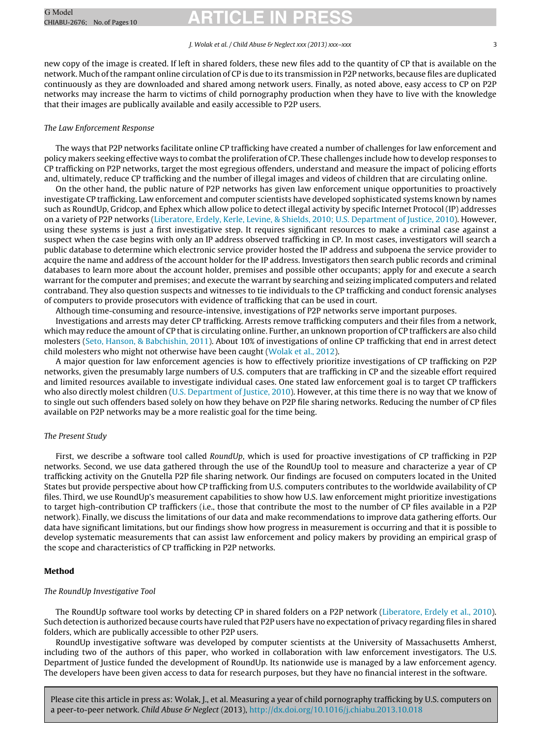new copy of the image is created. If left in shared folders, these new files add to the quantity of CP that is available on the network. Much of the rampant online circulation of CP is due to its transmission in P2P networks, because files are duplicated continuously as they are downloaded and shared among network users. Finally, as noted above, easy access to CP on P2P networks may increase the harm to victims of child pornography production when they have to live with the knowledge that their images are publically available and easily accessible to P2P users.

*The Law Enforcement Response*

The ways that P2P networks facilitate online CP trafficking have created a number of challenges for law enforcement and policy makers seeking effective ways to combat the proliferation of CP. These challenges include how to develop responses to CP trafficking on P2P networks, target the most egregious offenders, understand and measure the impact of policing efforts and, ultimately, reduce CP trafficking and the number of illegal images and videos of children that are circulating online.

On the other hand, the public nature of P2P networks has given law enforcement unique opportunities to proactively investigate CP trafficking. Law enforcement and computer scientists have developed sophisticated systems known by names such as RoundUp, Gridcop, and Ephex which allow police to detect illegal activity by specific Internet Protocol (IP) addresses on a variety of P2P networks (Liberatore, Erdely, Kerle, Levine, & Shields, 2010; U.S. Department of Justice, 2010). However, using these systems is just a first investigative step. It requires significant resources to make a criminal case against a suspect when the case begins with only an IP address observed trafficking in CP. In most cases, investigators will search a public database to determine which electronic service provider hosted the IP address and subpoena the service provider to acquire the name and address of the account holder for the IP address. Investigators then search public records and criminal databases to learn more about the account holder, premises and possible other occupants; apply for and execute a search warrant for the computer and premises; and execute the warrant by searching and seizing implicated computers and related contraband. They also question suspects and witnesses to tie individuals to the CP trafficking and conduct forensic analyses of computers to provide prosecutors with evidence of trafficking that can be used in court.

Although time-consuming and resource-intensive, investigations of P2P networks serve important purposes.

Investigations and arrests may deter CP trafficking. Arrests remove trafficking computers and their files from a network, which may reduce the amount of CP that is circulating online. Further, an unknown proportion of CP traffickers are also child molesters (Seto, Hanson, & Babchishin, 2011). About 10% of investigations of online CP trafficking that end in arrest detect child molesters who might not otherwise have been caught (Wolak et al., 2012).

A major question for law enforcement agencies is how to effectively prioritize investigations of CP trafficking on P2P networks, given the presumably large numbers of U.S. computers that are trafficking in CP and the sizeable effort required and limited resources available to investigate individual cases. One stated law enforcement goal is to target CP traffickers who also directly molest children (U.S. Department of Justice, 2010). However, at this time there is no way that we know of to single out such offenders based solely on how they behave on P2P file sharing networks. Reducing the number of CP files available on P2P networks may be a more realistic goal for the time being.

*The Present Study*

First, we describe a software tool called *RoundUp*, which is used for proactive investigations of CP trafficking in P2P networks. Second, we use data gathered through the use of the RoundUp tool to measure and characterize a year of CP trafficking activity on the Gnutella P2P file sharing network. Our findings are focused on computers located in the United States but provide perspective about how CP trafficking from U.S. computers contributes to the worldwide availability of CP files. Third, we use RoundUp's measurement capabilities to show how U.S. law enforcement might prioritize investigations to target high-contribution CP traffickers (i.e., those that contribute the most to the number of CP files available in a P2P network). Finally, we discuss the limitations of our data and make recommendations to improve data gathering efforts. Our data have significant limitations, but our findings show how progress in measurement is occurring and that it is possible to develop systematic measurements that can assist law enforcement and policy makers by providing an empirical grasp of the scope and characteristics of CP trafficking in P2P networks.

## Method

*The RoundUp Investigative Tool*

The RoundUp software tool works by detecting CP in shared folders on a P2P network (Liberatore, Erdely et al., 2010). Such detection is authorized because courts have ruled that P2P users have no expectation of privacy regarding files in shared folders, which are publically accessible to other P2P users.

RoundUp investigative software was developed by computer scientists at the University of Massachusetts Amherst, including two of the authors of this paper, who worked in collaboration with law enforcement investigators. The U.S. Department of Justice funded the development of RoundUp. Its nationwide use is managed by a law enforcement agency. The developers have been given access to data for research purposes, but they have no financial interest in the software.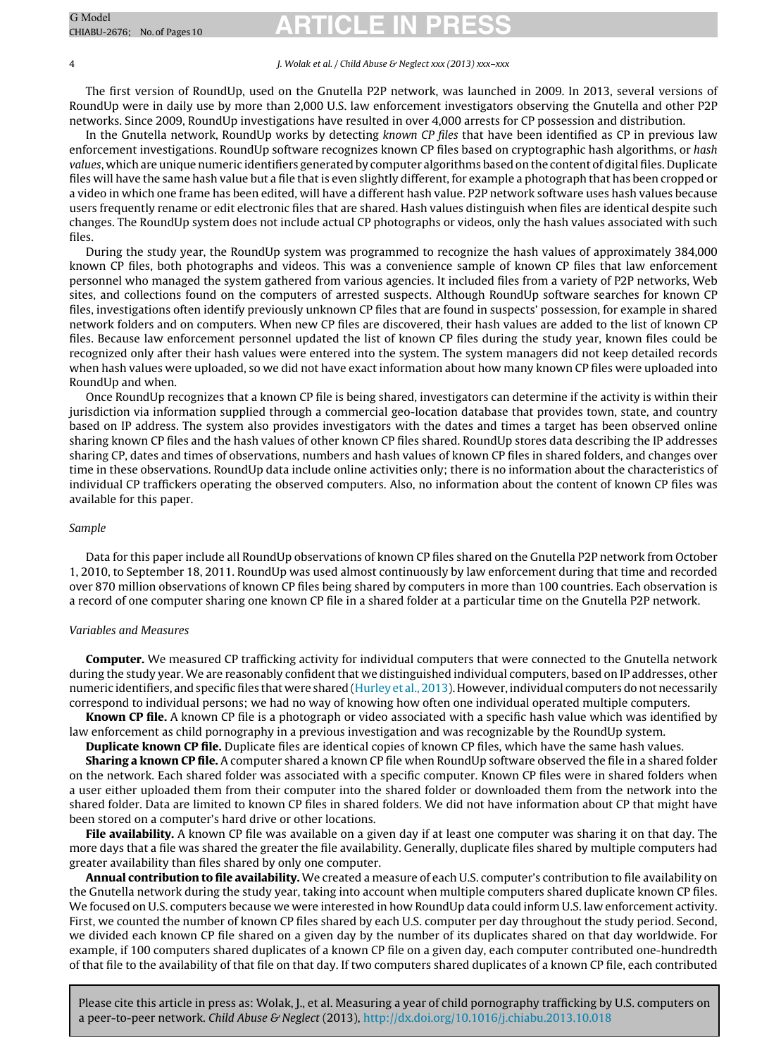The first version of RoundUp, used on the Gnutella P2P network, was launched in 2009. In 2013, several versions of RoundUp were in daily use by more than 2,000 U.S. law enforcement investigators observing the Gnutella and other P2P networks. Since 2009, RoundUp investigations have resulted in over 4,000 arrests for CP possession and distribution.

In the Gnutella network, RoundUp works by detecting *known CP files* that have been identified as CP in previous law enforcement investigations. RoundUp software recognizes known CP files based on cryptographic hash algorithms, or *hash values*, which are unique numeric identifiers generated by computer algorithms based on the content of digital files. Duplicate files will have the same hash value but a file that is even slightly different, for example a photograph that has been cropped or a video in which one frame has been edited, will have a different hash value. P2P network software uses hash values because users frequently rename or edit electronic files that are shared. Hash values distinguish when files are identical despite such changes. The RoundUp system does not include actual CP photographs or videos, only the hash values associated with such files.

During the study year, the RoundUp system was programmed to recognize the hash values of approximately 384,000 known CP files, both photographs and videos. This was a convenience sample of known CP files that law enforcement personnel who managed the system gathered from various agencies. It included files from a variety of P2P networks, Web sites, and collections found on the computers of arrested suspects. Although RoundUp software searches for known CP files, investigations often identify previously unknown CP files that are found in suspects' possession, for example in shared network folders and on computers. When new CP files are discovered, their hash values are added to the list of known CP files. Because law enforcement personnel updated the list of known CP files during the study year, known files could be recognized only after their hash values were entered into the system. The system managers did not keep detailed records when hash values were uploaded, so we did not have exact information about how many known CP files were uploaded into RoundUp and when.

Once RoundUp recognizes that a known CP file is being shared, investigators can determine if the activity is within their jurisdiction via information supplied through a commercial geo-location database that provides town, state, and country based on IP address. The system also provides investigators with the dates and times a target has been observed online sharing known CP files and the hash values of other known CP files shared. RoundUp stores data describing the IP addresses sharing CP, dates and times of observations, numbers and hash values of known CP files in shared folders, and changes over time in these observations. RoundUp data include online activities only; there is no information about the characteristics of individual CP traffickers operating the observed computers. Also, no information about the content of known CP files was available for this paper.

### *Sample*

Data for this paper include all RoundUp observations of known CP files shared on the Gnutella P2P network from October 1, 2010, to September 18, 2011. RoundUp was used almost continuously by law enforcement during that time and recorded over 870 million observations of known CP files being shared by computers in more than 100 countries. Each observation is a record of one computer sharing one known CP file in a shared folder at a particular time on the Gnutella P2P network.

### *Variables and Measures*

**Computer.** We measured CP trafficking activity for individual computers that were connected to the Gnutella network during the study year. We are reasonably confident that we distinguished individual computers, based on IP addresses, other numeric identifiers, and specific files that were shared (Hurley et al., 2013). However, individual computers do not necessarily correspond to individual persons; we had no way of knowing how often one individual operated multiple computers.

**Known CP file.** A known CP file is a photograph or video associated with a specific hash value which was identified by law enforcement as child pornography in a previous investigation and was recognizable by the RoundUp system.

**Duplicate known CP file.** Duplicate files are identical copies of known CP files, which have the same hash values.

**Sharing a known CP file.** A computer shared a known CP file when RoundUp software observed the file in a shared folder on the network. Each shared folder was associated with a specific computer. Known CP files were in shared folders when a user either uploaded them from their computer into the shared folder or downloaded them from the network into the shared folder. Data are limited to known CP files in shared folders. We did not have information about CP that might have been stored on a computer's hard drive or other locations.

**File availability.** A known CP file was available on a given day if at least one computer was sharing it on that day. The more days that a file was shared the greater the file availability. Generally, duplicate files shared by multiple computers had greater availability than files shared by only one computer.

**Annual contribution to file availability.** We created a measure of each U.S. computer's contribution to file availability on the Gnutella network during the study year, taking into account when multiple computers shared duplicate known CP files. We focused on U.S. computers because we were interested in how RoundUp data could inform U.S. law enforcement activity. First, we counted the number of known CP files shared by each U.S. computer per day throughout the study period. Second, we divided each known CP file shared on a given day by the number of its duplicates shared on that day worldwide. For example, if 100 computers shared duplicates of a known CP file on a given day, each computer contributed one-hundredth of that file to the availability of that file on that day. If two computers shared duplicates of a known CP file, each contributed

Please cite this article in press as: Wolak, J., et al. Measuring a year of child pornography trafficking by U.S. computers on a peer-to-peer network. *Child Abuse & Neglect* (2013), http://dx.doi.org/10.1016/j.chiabu.2013.10.018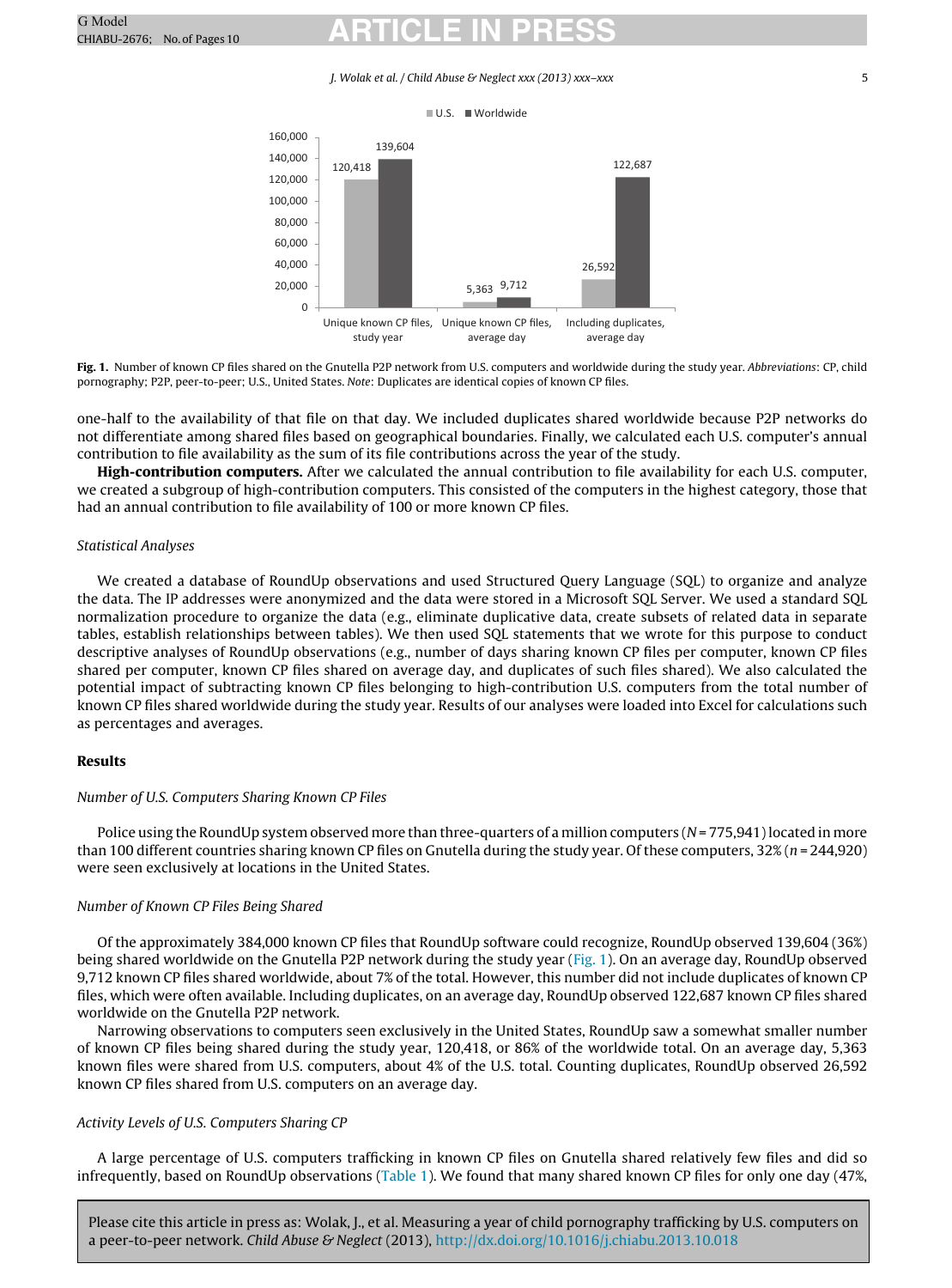Fig. 1. Number of known CP files shared on the Gnutella P2P network from U.S. computers and worldwide during the study year. *Abbreviations*: CP, child pornography; P2P, peer-to-peer; U.S., United States. *Note*: Duplicates are identical copies of known CP files.

one-half to the availability of that file on that day. We included duplicates shared worldwide because P2P networks do not differentiate among shared files based on geographical boundaries. Finally, we calculated each U.S. computer's annual contribution to file availability as the sum of its file contributions across the year of the study.

**High-contribution computers.** After we calculated the annual contribution to file availability for each U.S. computer, we created a subgroup of high-contribution computers. This consisted of the computers in the highest category, those that had an annual contribution to file availability of 100 or more known CP files.

*Statistical Analyses*

We created a database of RoundUp observations and used Structured Query Language (SQL) to organize and analyze the data. The IP addresses were anonymized and the data were stored in a Microsoft SQL Server. We used a standard SQL normalization procedure to organize the data (e.g., eliminate duplicative data, create subsets of related data in separate tables, establish relationships between tables). We then used SQL statements that we wrote for this purpose to conduct descriptive analyses of RoundUp observations (e.g., number of days sharing known CP files per computer, known CP files shared per computer, known CP files shared on average day, and duplicates of such files shared). We also calculated the potential impact of subtracting known CP files belonging to high-contribution U.S. computers from the total number of known CP files shared worldwide during the study year. Results of our analyses were loaded into Excel for calculations such as percentages and averages.

## Results

*Number of U.S. Computers Sharing Known CP Files*

Police using the RoundUp system observed more than three-quarters of a million computers ($N$ = 775,941) located in more than 100 different countries sharing known CP files on Gnutella during the study year. Of these computers, 32% ($n$ = 244,920) were seen exclusively at locations in the United States.

*Number of Known CP Files Being Shared*

Of the approximately 384,000 known CP files that RoundUp software could recognize, RoundUp observed 139,604 (36%) being shared worldwide on the Gnutella P2P network during the study year (Fig. 1). On an average day, RoundUp observed 9,712 known CP files shared worldwide, about 7% of the total. However, this number did not include duplicates of known CP files, which were often available. Including duplicates, on an average day, RoundUp observed 122,687 known CP files shared worldwide on the Gnutella P2P network.

Narrowing observations to computers seen exclusively in the United States, RoundUp saw a somewhat smaller number of known CP files being shared during the study year, 120,418, or 86% of the worldwide total. On an average day, 5,363 known files were shared from U.S. computers, about 4% of the U.S. total. Counting duplicates, RoundUp observed 26,592 known CP files shared from U.S. computers on an average day.

*Activity Levels of U.S. Computers Sharing CP*

A large percentage of U.S. computers trafficking in known CP files on Gnutella shared relatively few files and did so infrequently, based on RoundUp observations (Table 1). We found that many shared known CP files for only one day (47%,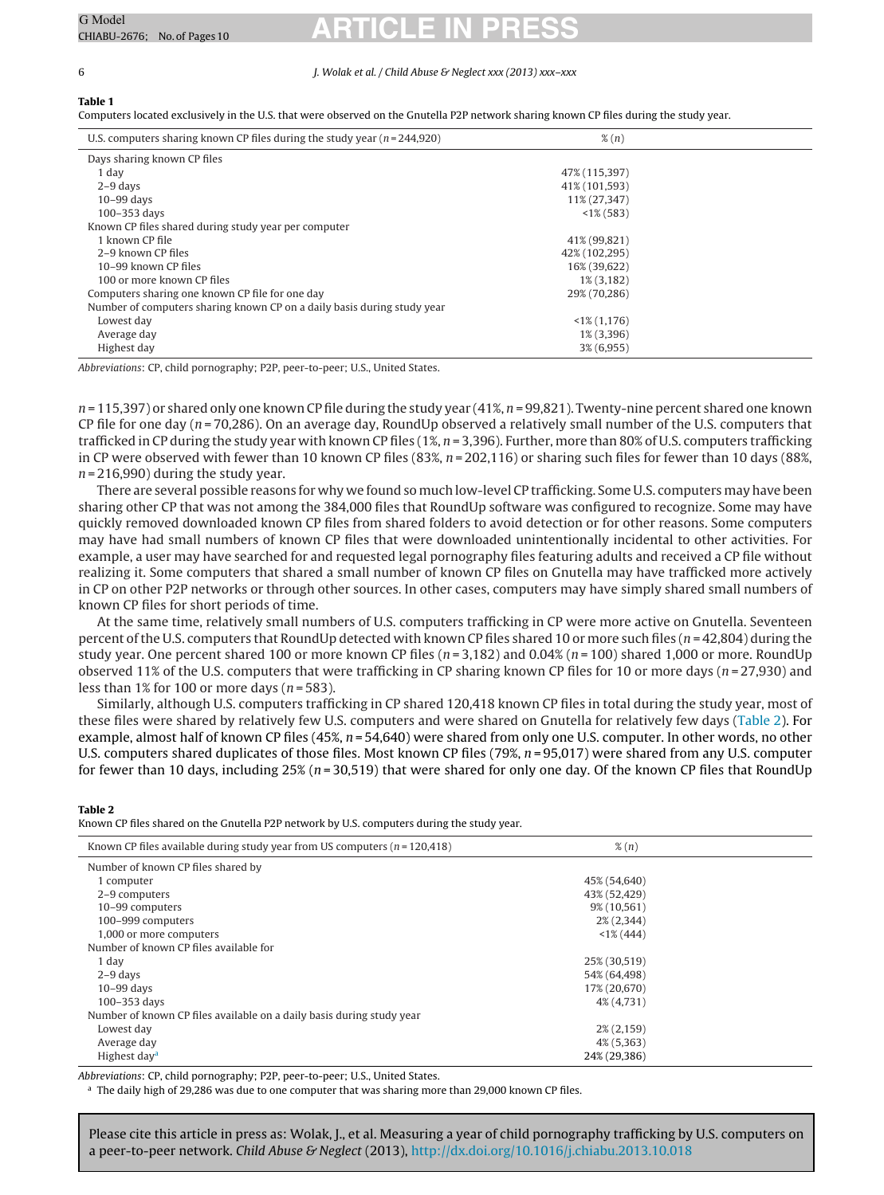**Table 1**
Computers located exclusively in the U.S. that were observed on the Gnutella P2P network sharing known CP files during the study year.

| U.S. computers sharing known CP files during the study year (n = 244,920) | % (n) |
|---|---|
| Days sharing known CP files | |
| 1 day | 47% (115,397) |
| 2–9 days | 41% (101,593) |
| 10–99 days | 11% (27,347) |
| 100–353 days | <1% (583) |
| Known CP files shared during study year per computer | |
| 1 known CP file | 41% (99,821) |
| 2–9 known CP files | 42% (102,295) |
| 10–99 known CP files | 16% (39,622) |
| 100 or more known CP files | 1% (3,182) |
| Computers sharing one known CP file for one day | 29% (70,286) |
| Number of computers sharing known CP on a daily basis during study year | |
| Lowest day | <1% (1,176) |
| Average day | 1% (3,396) |
| Highest day | 3% (6,955) |

*Abbreviations*: CP, child pornography; P2P, peer-to-peer; U.S., United States.

*n* = 115,397) or shared only one known CP file during the study year (41%, *n* = 99,821). Twenty-nine percent shared one known CP file for one day (*n* = 70,286). On an average day, RoundUp observed a relatively small number of the U.S. computers that trafficked in CP during the study year with known CP files (1%, *n* = 3,396). Further, more than 80% of U.S. computers trafficking in CP were observed with fewer than 10 known CP files (83%, *n* = 202,116) or sharing such files for fewer than 10 days (88%, *n* = 216,990) during the study year.

There are several possible reasons for why we found so much low-level CP trafficking. Some U.S. computers may have been sharing other CP that was not among the 384,000 files that RoundUp software was configured to recognize. Some may have quickly removed downloaded known CP files from shared folders to avoid detection or for other reasons. Some computers may have had small numbers of known CP files that were downloaded unintentionally incidental to other activities. For example, a user may have searched for and requested legal pornography files featuring adults and received a CP file without realizing it. Some computers that shared a small number of known CP files on Gnutella may have trafficked more actively in CP on other P2P networks or through other sources. In other cases, computers may have simply shared small numbers of known CP files for short periods of time.

At the same time, relatively small numbers of U.S. computers trafficking in CP were more active on Gnutella. Seventeen percent of the U.S. computers that RoundUp detected with known CP files shared 10 or more such files (*n* = 42,804) during the study year. One percent shared 100 or more known CP files (*n* = 3,182) and 0.04% (*n* = 100) shared 1,000 or more. RoundUp observed 11% of the U.S. computers that were trafficking in CP sharing known CP files for 10 or more days (*n* = 27,930) and less than 1% for 100 or more days (*n* = 583).

Similarly, although U.S. computers trafficking in CP shared 120,418 known CP files in total during the study year, most of these files were shared by relatively few U.S. computers and were shared on Gnutella for relatively few days (Table 2). For example, almost half of known CP files (45%, *n* = 54,640) were shared from only one U.S. computer. In other words, no other U.S. computers shared duplicates of those files. Most known CP files (79%, *n* = 95,017) were shared from any U.S. computer for fewer than 10 days, including 25% (*n* = 30,519) that were shared for only one day. Of the known CP files that RoundUp

**Table 2**
Known CP files shared on the Gnutella P2P network by U.S. computers during the study year.

| Known CP files available during study year from US computers (n = 120,418) | % (n) |
|---|---|
| Number of known CP files shared by | |
| 1 computer | 45% (54,640) |
| 2–9 computers | 43% (52,429) |
| 10–99 computers | 9% (10,561) |
| 100–999 computers | 2% (2,344) |
| 1,000 or more computers | <1% (444) |
| Number of known CP files available for | |
| 1 day | 25% (30,519) |
| 2–9 days | 54% (64,498) |
| 10–99 days | 17% (20,670) |
| 100–353 days | 4% (4,731) |
| Number of known CP files available on a daily basis during study year | |
| Lowest day | 2% (2,159) |
| Average day | 4% (5,363) |
| Highest day[a] | 24% (29,386) |

*Abbreviations*: CP, child pornography; P2P, peer-to-peer; U.S., United States.

[a] The daily high of 29,286 was due to one computer that was sharing more than 29,000 known CP files.

Please cite this article in press as: Wolak, J., et al. Measuring a year of child pornography trafficking by U.S. computers on a peer-to-peer network. *Child Abuse & Neglect* (2013), http://dx.doi.org/10.1016/j.chiabu.2013.10.018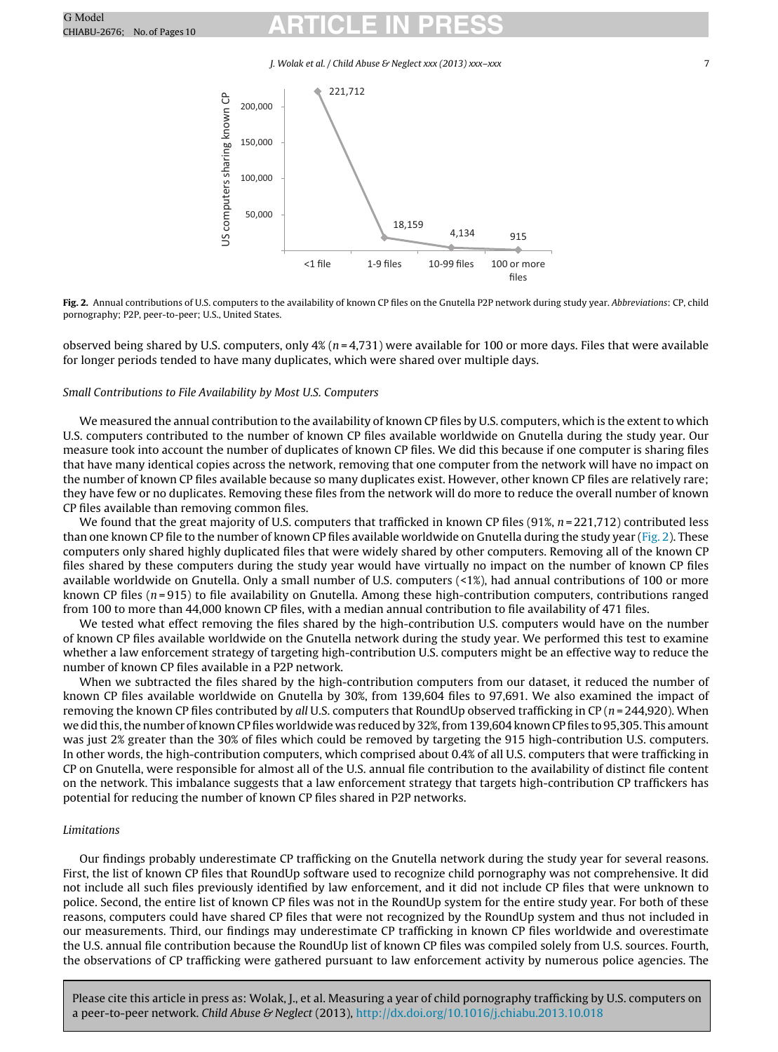Fig. 2. Annual contributions of U.S. computers to the availability of known CP files on the Gnutella P2P network during study year. *Abbreviations*: CP, child pornography; P2P, peer-to-peer; U.S., United States.

observed being shared by U.S. computers, only 4% ($n$ = 4,731) were available for 100 or more days. Files that were available for longer periods tended to have many duplicates, which were shared over multiple days.

*Small Contributions to File Availability by Most U.S. Computers*

We measured the annual contribution to the availability of known CP files by U.S. computers, which is the extent to which U.S. computers contributed to the number of known CP files available worldwide on Gnutella during the study year. Our measure took into account the number of duplicates of known CP files. We did this because if one computer is sharing files that have many identical copies across the network, removing that one computer from the network will have no impact on the number of known CP files available because so many duplicates exist. However, other known CP files are relatively rare; they have few or no duplicates. Removing these files from the network will do more to reduce the overall number of known CP files available than removing common files.

We found that the great majority of U.S. computers that trafficked in known CP files (91%, $n$ = 221,712) contributed less than one known CP file to the number of known CP files available worldwide on Gnutella during the study year (Fig. 2). These computers only shared highly duplicated files that were widely shared by other computers. Removing all of the known CP files shared by these computers during the study year would have virtually no impact on the number of known CP files available worldwide on Gnutella. Only a small number of U.S. computers (<1%), had annual contributions of 100 or more known CP files ($n$ = 915) to file availability on Gnutella. Among these high-contribution computers, contributions ranged from 100 to more than 44,000 known CP files, with a median annual contribution to file availability of 471 files.

We tested what effect removing the files shared by the high-contribution U.S. computers would have on the number of known CP files available worldwide on the Gnutella network during the study year. We performed this test to examine whether a law enforcement strategy of targeting high-contribution U.S. computers might be an effective way to reduce the number of known CP files available in a P2P network.

When we subtracted the files shared by the high-contribution computers from our dataset, it reduced the number of known CP files available worldwide on Gnutella by 30%, from 139,604 files to 97,691. We also examined the impact of removing the known CP files contributed by *all* U.S. computers that RoundUp observed trafficking in CP ($n$ = 244,920). When we did this, the number of known CP files worldwide was reduced by 32%, from 139,604 known CP files to 95,305. This amount was just 2% greater than the 30% of files which could be removed by targeting the 915 high-contribution U.S. computers. In other words, the high-contribution computers, which comprised about 0.4% of all U.S. computers that were trafficking in CP on Gnutella, were responsible for almost all of the U.S. annual file contribution to the availability of distinct file content on the network. This imbalance suggests that a law enforcement strategy that targets high-contribution CP traffickers has potential for reducing the number of known CP files shared in P2P networks.

*Limitations*

Our findings probably underestimate CP trafficking on the Gnutella network during the study year for several reasons. First, the list of known CP files that RoundUp software used to recognize child pornography was not comprehensive. It did not include all such files previously identified by law enforcement, and it did not include CP files that were unknown to police. Second, the entire list of known CP files was not in the RoundUp system for the entire study year. For both of these reasons, computers could have shared CP files that were not recognized by the RoundUp system and thus not included in our measurements. Third, our findings may underestimate CP trafficking in known CP files worldwide and overestimate the U.S. annual file contribution because the RoundUp list of known CP files was compiled solely from U.S. sources. Fourth, the observations of CP trafficking were gathered pursuant to law enforcement activity by numerous police agencies. The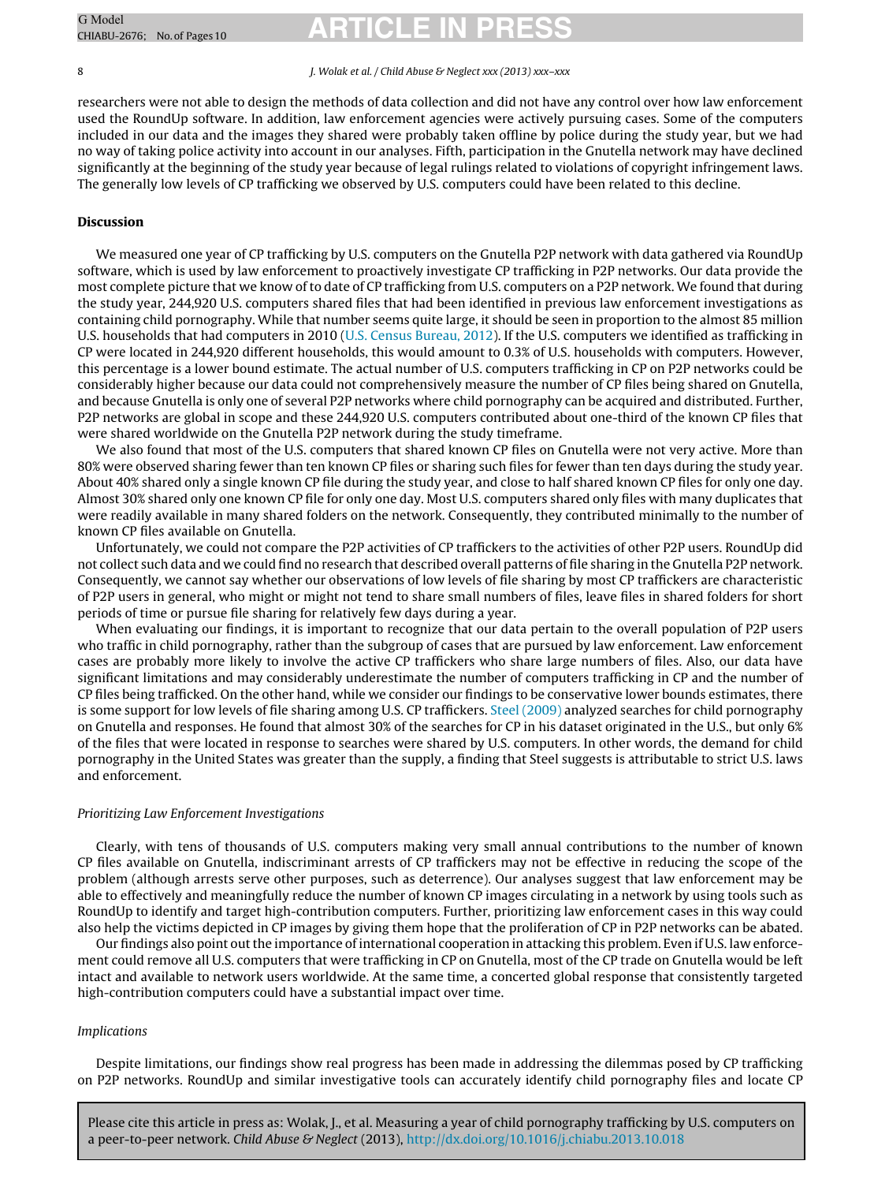researchers were not able to design the methods of data collection and did not have any control over how law enforcement used the RoundUp software. In addition, law enforcement agencies were actively pursuing cases. Some of the computers included in our data and the images they shared were probably taken offline by police during the study year, but we had no way of taking police activity into account in our analyses. Fifth, participation in the Gnutella network may have declined significantly at the beginning of the study year because of legal rulings related to violations of copyright infringement laws. The generally low levels of CP trafficking we observed by U.S. computers could have been related to this decline.

## Discussion

We measured one year of CP trafficking by U.S. computers on the Gnutella P2P network with data gathered via RoundUp software, which is used by law enforcement to proactively investigate CP trafficking in P2P networks. Our data provide the most complete picture that we know of to date of CP trafficking from U.S. computers on a P2P network. We found that during the study year, 244,920 U.S. computers shared files that had been identified in previous law enforcement investigations as containing child pornography. While that number seems quite large, it should be seen in proportion to the almost 85 million U.S. households that had computers in 2010 (U.S. Census Bureau, 2012). If the U.S. computers we identified as trafficking in CP were located in 244,920 different households, this would amount to 0.3% of U.S. households with computers. However, this percentage is a lower bound estimate. The actual number of U.S. computers trafficking in CP on P2P networks could be considerably higher because our data could not comprehensively measure the number of CP files being shared on Gnutella, and because Gnutella is only one of several P2P networks where child pornography can be acquired and distributed. Further, P2P networks are global in scope and these 244,920 U.S. computers contributed about one-third of the known CP files that were shared worldwide on the Gnutella P2P network during the study timeframe.

We also found that most of the U.S. computers that shared known CP files on Gnutella were not very active. More than 80% were observed sharing fewer than ten known CP files or sharing such files for fewer than ten days during the study year. About 40% shared only a single known CP file during the study year, and close to half shared known CP files for only one day. Almost 30% shared only one known CP file for only one day. Most U.S. computers shared only files with many duplicates that were readily available in many shared folders on the network. Consequently, they contributed minimally to the number of known CP files available on Gnutella.

Unfortunately, we could not compare the P2P activities of CP traffickers to the activities of other P2P users. RoundUp did not collect such data and we could find no research that described overall patterns of file sharing in the Gnutella P2P network. Consequently, we cannot say whether our observations of low levels of file sharing by most CP traffickers are characteristic of P2P users in general, who might or might not tend to share small numbers of files, leave files in shared folders for short periods of time or pursue file sharing for relatively few days during a year.

When evaluating our findings, it is important to recognize that our data pertain to the overall population of P2P users who traffic in child pornography, rather than the subgroup of cases that are pursued by law enforcement. Law enforcement cases are probably more likely to involve the active CP traffickers who share large numbers of files. Also, our data have significant limitations and may considerably underestimate the number of computers trafficking in CP and the number of CP files being trafficked. On the other hand, while we consider our findings to be conservative lower bounds estimates, there is some support for low levels of file sharing among U.S. CP traffickers. Steel (2009) analyzed searches for child pornography on Gnutella and responses. He found that almost 30% of the searches for CP in his dataset originated in the U.S., but only 6% of the files that were located in response to searches were shared by U.S. computers. In other words, the demand for child pornography in the United States was greater than the supply, a finding that Steel suggests is attributable to strict U.S. laws and enforcement.

### *Prioritizing Law Enforcement Investigations*

Clearly, with tens of thousands of U.S. computers making very small annual contributions to the number of known CP files available on Gnutella, indiscriminant arrests of CP traffickers may not be effective in reducing the scope of the problem (although arrests serve other purposes, such as deterrence). Our analyses suggest that law enforcement may be able to effectively and meaningfully reduce the number of known CP images circulating in a network by using tools such as RoundUp to identify and target high-contribution computers. Further, prioritizing law enforcement cases in this way could also help the victims depicted in CP images by giving them hope that the proliferation of CP in P2P networks can be abated.

Our findings also point out the importance of international cooperation in attacking this problem. Even if U.S. law enforcement could remove all U.S. computers that were trafficking in CP on Gnutella, most of the CP trade on Gnutella would be left intact and available to network users worldwide. At the same time, a concerted global response that consistently targeted high-contribution computers could have a substantial impact over time.

### *Implications*

Despite limitations, our findings show real progress has been made in addressing the dilemmas posed by CP trafficking on P2P networks. RoundUp and similar investigative tools can accurately identify child pornography files and locate CP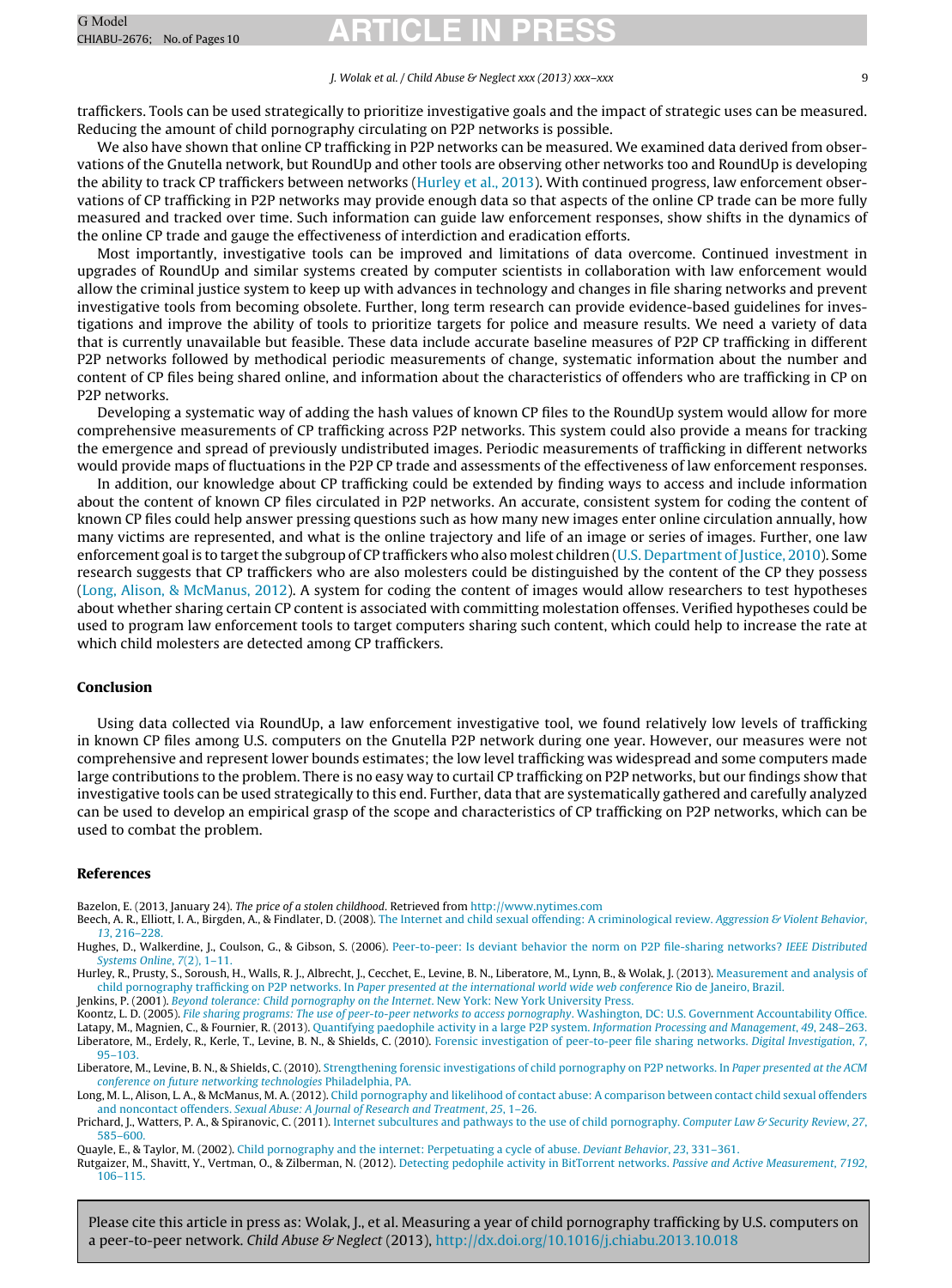traffickers. Tools can be used strategically to prioritize investigative goals and the impact of strategic uses can be measured. Reducing the amount of child pornography circulating on P2P networks is possible.

We also have shown that online CP trafficking in P2P networks can be measured. We examined data derived from observations of the Gnutella network, but RoundUp and other tools are observing other networks too and RoundUp is developing the ability to track CP traffickers between networks (Hurley et al., 2013). With continued progress, law enforcement observations of CP trafficking in P2P networks may provide enough data so that aspects of the online CP trade can be more fully measured and tracked over time. Such information can guide law enforcement responses, show shifts in the dynamics of the online CP trade and gauge the effectiveness of interdiction and eradication efforts.

Most importantly, investigative tools can be improved and limitations of data overcome. Continued investment in upgrades of RoundUp and similar systems created by computer scientists in collaboration with law enforcement would allow the criminal justice system to keep up with advances in technology and changes in file sharing networks and prevent investigative tools from becoming obsolete. Further, long term research can provide evidence-based guidelines for investigations and improve the ability of tools to prioritize targets for police and measure results. We need a variety of data that is currently unavailable but feasible. These data include accurate baseline measures of P2P CP trafficking in different P2P networks followed by methodical periodic measurements of change, systematic information about the number and content of CP files being shared online, and information about the characteristics of offenders who are trafficking in CP on P2P networks.

Developing a systematic way of adding the hash values of known CP files to the RoundUp system would allow for more comprehensive measurements of CP trafficking across P2P networks. This system could also provide a means for tracking the emergence and spread of previously undistributed images. Periodic measurements of trafficking in different networks would provide maps of fluctuations in the P2P CP trade and assessments of the effectiveness of law enforcement responses.

In addition, our knowledge about CP trafficking could be extended by finding ways to access and include information about the content of known CP files circulated in P2P networks. An accurate, consistent system for coding the content of known CP files could help answer pressing questions such as how many new images enter online circulation annually, how many victims are represented, and what is the online trajectory and life of an image or series of images. Further, one law enforcement goal is to target the subgroup of CP traffickers who also molest children (U.S. Department of Justice, 2010). Some research suggests that CP traffickers who are also molesters could be distinguished by the content of the CP they possess (Long, Alison, & McManus, 2012). A system for coding the content of images would allow researchers to test hypotheses about whether sharing certain CP content is associated with committing molestation offenses. Verified hypotheses could be used to program law enforcement tools to target computers sharing such content, which could help to increase the rate at which child molesters are detected among CP traffickers.

## Conclusion

Using data collected via RoundUp, a law enforcement investigative tool, we found relatively low levels of trafficking in known CP files among U.S. computers on the Gnutella P2P network during one year. However, our measures were not comprehensive and represent lower bounds estimates; the low level trafficking was widespread and some computers made large contributions to the problem. There is no easy way to curtail CP trafficking on P2P networks, but our findings show that investigative tools can be used strategically to this end. Further, data that are systematically gathered and carefully analyzed can be used to develop an empirical grasp of the scope and characteristics of CP trafficking on P2P networks, which can be used to combat the problem.

## References

Bazelon, E. (2013, January 24). *The price of a stolen childhood*. Retrieved from http://www.nytimes.com

Beech, A. R., Elliott, I. A., Birgden, A., & Findlater, D. (2008). The Internet and child sexual offending: A criminological review. *Aggression & Violent Behavior, 13*, 216–228.

Hughes, D., Walkerdine, J., Coulson, G., & Gibson, S. (2006). Peer-to-peer: Is deviant behavior the norm on P2P file-sharing networks? *IEEE Distributed Systems Online, 7*(2), 1–11.

Hurley, R., Prusty, S., Soroush, H., Walls, R. J., Albrecht, J., Cecchet, E., Levine, B. N., Liberatore, M., Lynn, B., & Wolak, J. (2013). Measurement and analysis of child pornography trafficking on P2P networks. In *Paper presented at the international world wide web conference* Rio de Janeiro, Brazil.

Jenkins, P. (2001). *Beyond tolerance: Child pornography on the Internet*. New York: New York University Press.

Koontz, L. D. (2005). *File sharing programs: The use of peer-to-peer networks to access pornography*. Washington, DC: U.S. Government Accountability Office.

Latapy, M., Magnien, C., & Fournier, R. (2013). Quantifying paedophile activity in a large P2P system. *Information Processing and Management, 49*, 248–263.

Liberatore, M., Erdely, R., Kerle, T., Levine, B. N., & Shields, C. (2010). Forensic investigation of peer-to-peer file sharing networks. *Digital Investigation, 7*, 95–103.

Liberatore, M., Levine, B. N., & Shields, C. (2010). Strengthening forensic investigations of child pornography on P2P networks. In *Paper presented at the ACM conference on future networking technologies* Philadelphia, PA.

Long, M. L., Alison, L. A., & McManus, M. A. (2012). Child pornography and likelihood of contact abuse: A comparison between contact child sexual offenders and noncontact offenders. *Sexual Abuse: A Journal of Research and Treatment, 25*, 1–26.

Prichard, J., Watters, P. A., & Spiranovic, C. (2011). Internet subcultures and pathways to the use of child pornography. *Computer Law & Security Review, 27*, 585–600.

Quayle, E., & Taylor, M. (2002). Child pornography and the internet: Perpetuating a cycle of abuse. *Deviant Behavior, 23*, 331–361.

Rutgaizer, M., Shavitt, Y., Vertman, O., & Zilberman, N. (2012). Detecting pedophile activity in BitTorrent networks. *Passive and Active Measurement, 7192*, 106–115.

Please cite this article in press as: Wolak, J., et al. Measuring a year of child pornography trafficking by U.S. computers on a peer-to-peer network. *Child Abuse & Neglect* (2013), http://dx.doi.org/10.1016/j.chiabu.2013.10.018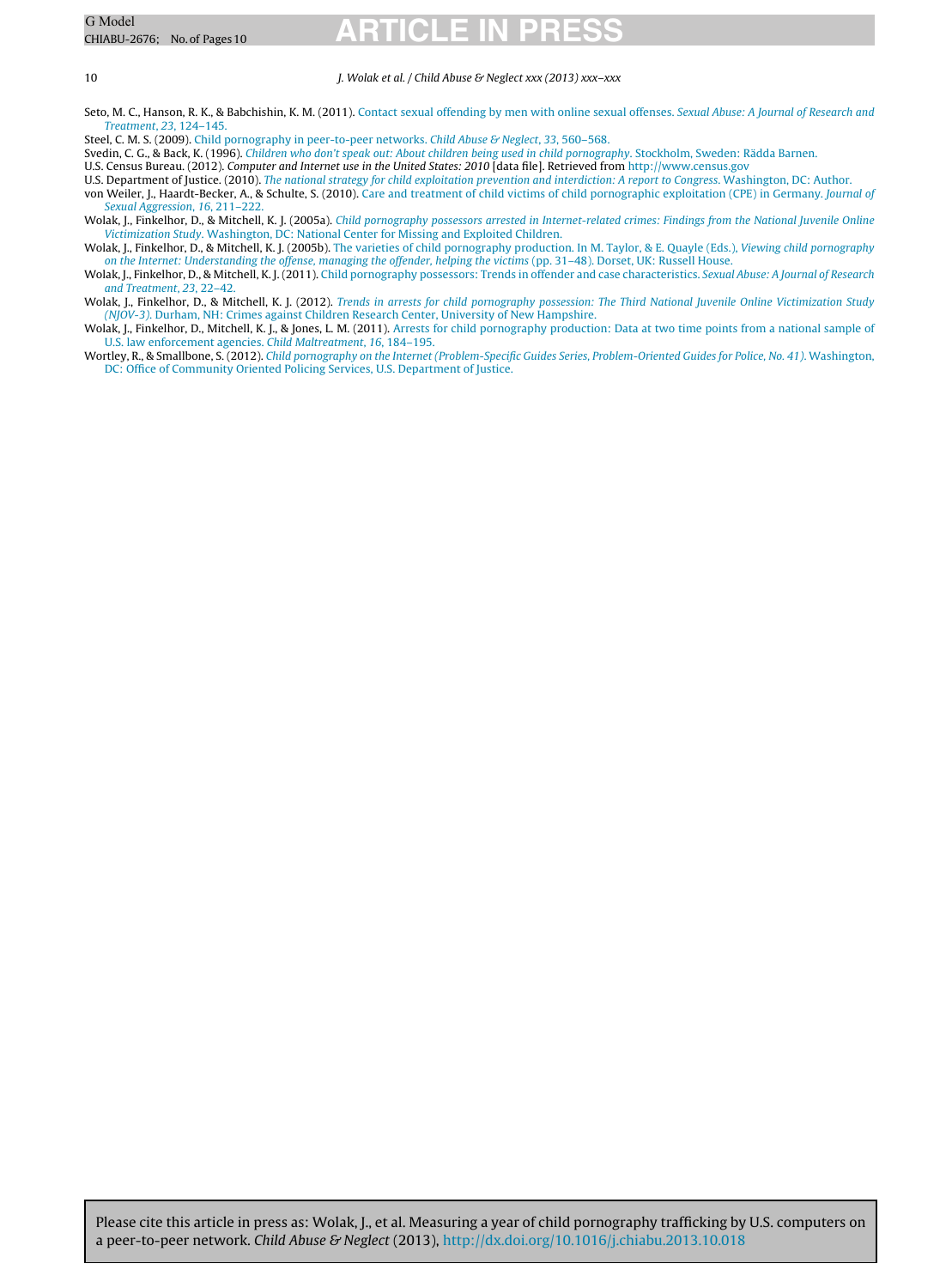Seto, M. C., Hanson, R. K., & Babchishin, K. M. (2011). Contact sexual offending by men with online sexual offenses. *Sexual Abuse: A Journal of Research and Treatment*, *23*, 124–145.

Steel, C. M. S. (2009). Child pornography in peer-to-peer networks. *Child Abuse & Neglect*, *33*, 560–568.

Svedin, C. G., & Back, K. (1996). *Children who don't speak out: About children being used in child pornography*. Stockholm, Sweden: Rädda Barnen.

U.S. Census Bureau. (2012). *Computer and Internet use in the United States: 2010* [data file]. Retrieved from http://www.census.gov

U.S. Department of Justice. (2010). *The national strategy for child exploitation prevention and interdiction: A report to Congress*. Washington, DC: Author.

von Weiler, J., Haardt-Becker, A., & Schulte, S. (2010). Care and treatment of child victims of child pornographic exploitation (CPE) in Germany. *Journal of Sexual Aggression*, *16*, 211–222.

Wolak, J., Finkelhor, D., & Mitchell, K. J. (2005a). *Child pornography possessors arrested in Internet-related crimes: Findings from the National Juvenile Online Victimization Study*. Washington, DC: National Center for Missing and Exploited Children.

Wolak, J., Finkelhor, D., & Mitchell, K. J. (2005b). The varieties of child pornography production. In M. Taylor, & E. Quayle (Eds.), *Viewing child pornography on the Internet: Understanding the offense, managing the offender, helping the victims* (pp. 31–48). Dorset, UK: Russell House.

Wolak, J., Finkelhor, D., & Mitchell, K. J. (2011). Child pornography possessors: Trends in offender and case characteristics. *Sexual Abuse: A Journal of Research and Treatment*, *23*, 22–42.

Wolak, J., Finkelhor, D., & Mitchell, K. J. (2012). *Trends in arrests for child pornography possession: The Third National Juvenile Online Victimization Study (NJOV-3)*. Durham, NH: Crimes against Children Research Center, University of New Hampshire.

Wolak, J., Finkelhor, D., Mitchell, K. J., & Jones, L. M. (2011). Arrests for child pornography production: Data at two time points from a national sample of U.S. law enforcement agencies. *Child Maltreatment*, *16*, 184–195.

Wortley, R., & Smallbone, S. (2012). *Child pornography on the Internet (Problem-Specific Guides Series, Problem-Oriented Guides for Police, No. 41)*. Washington, DC: Office of Community Oriented Policing Services, U.S. Department of Justice.

Please cite this article in press as: Wolak, J., et al. Measuring a year of child pornography trafficking by U.S. computers on a peer-to-peer network. *Child Abuse & Neglect* (2013), http://dx.doi.org/10.1016/j.chiabu.2013.10.018